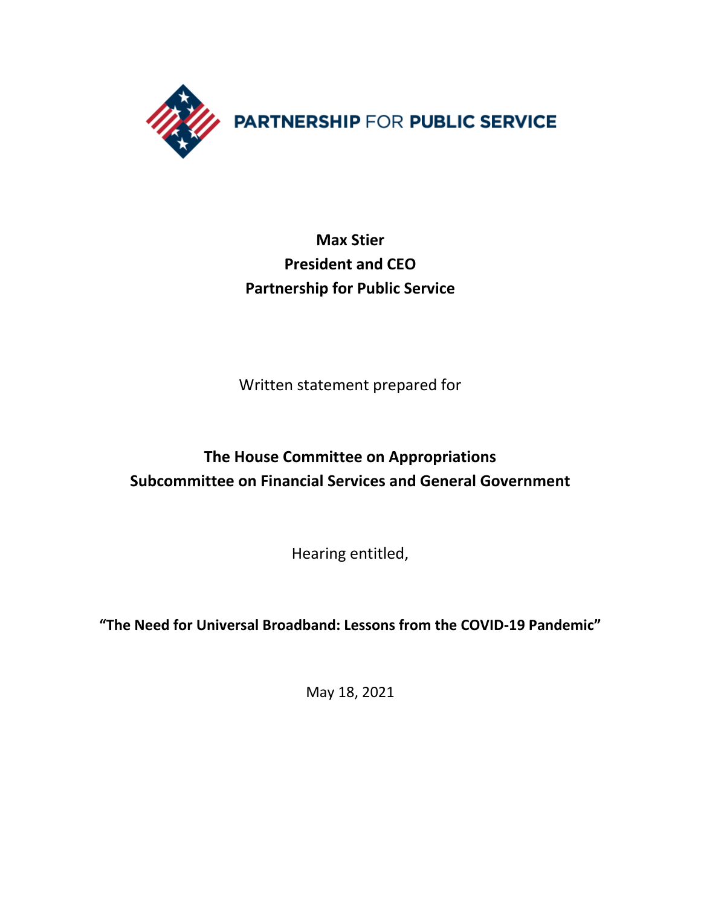**PARTNERSHIP FOR PUBLIC SERVICE**

**Max Stier**
**President and CEO**
**Partnership for Public Service**

Written statement prepared for

**The House Committee on Appropriations**
**Subcommittee on Financial Services and General Government**

Hearing entitled,

**"The Need for Universal Broadband: Lessons from the COVID-19 Pandemic"**

May 18, 2021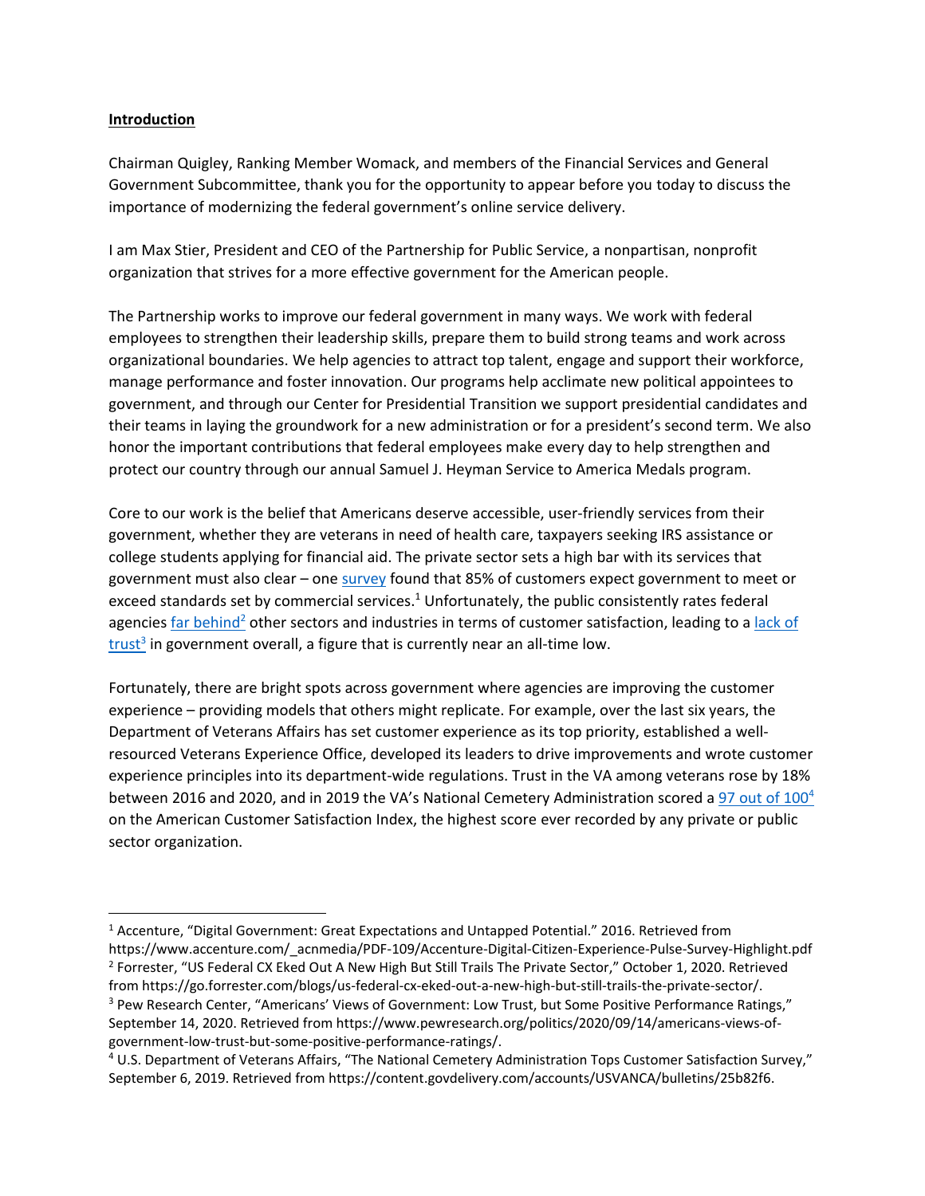**Introduction**

Chairman Quigley, Ranking Member Womack, and members of the Financial Services and General Government Subcommittee, thank you for the opportunity to appear before you today to discuss the importance of modernizing the federal government's online service delivery.

I am Max Stier, President and CEO of the Partnership for Public Service, a nonpartisan, nonprofit organization that strives for a more effective government for the American people.

The Partnership works to improve our federal government in many ways. We work with federal employees to strengthen their leadership skills, prepare them to build strong teams and work across organizational boundaries. We help agencies to attract top talent, engage and support their workforce, manage performance and foster innovation. Our programs help acclimate new political appointees to government, and through our Center for Presidential Transition we support presidential candidates and their teams in laying the groundwork for a new administration or for a president's second term. We also honor the important contributions that federal employees make every day to help strengthen and protect our country through our annual Samuel J. Heyman Service to America Medals program.

Core to our work is the belief that Americans deserve accessible, user-friendly services from their government, whether they are veterans in need of health care, taxpayers seeking IRS assistance or college students applying for financial aid. The private sector sets a high bar with its services that government must also clear – one survey found that 85% of customers expect government to meet or exceed standards set by commercial services.[1] Unfortunately, the public consistently rates federal agencies far behind[2] other sectors and industries in terms of customer satisfaction, leading to a lack of trust[3] in government overall, a figure that is currently near an all-time low.

Fortunately, there are bright spots across government where agencies are improving the customer experience – providing models that others might replicate. For example, over the last six years, the Department of Veterans Affairs has set customer experience as its top priority, established a well-resourced Veterans Experience Office, developed its leaders to drive improvements and wrote customer experience principles into its department-wide regulations. Trust in the VA among veterans rose by 18% between 2016 and 2020, and in 2019 the VA's National Cemetery Administration scored a 97 out of 100[4] on the American Customer Satisfaction Index, the highest score ever recorded by any private or public sector organization.

---

[1] Accenture, "Digital Government: Great Expectations and Untapped Potential." 2016. Retrieved from https://www.accenture.com/_acnmedia/PDF-109/Accenture-Digital-Citizen-Experience-Pulse-Survey-Highlight.pdf

[2] Forrester, "US Federal CX Eked Out A New High But Still Trails The Private Sector," October 1, 2020. Retrieved from https://go.forrester.com/blogs/us-federal-cx-eked-out-a-new-high-but-still-trails-the-private-sector/.

[3] Pew Research Center, "Americans' Views of Government: Low Trust, but Some Positive Performance Ratings," September 14, 2020. Retrieved from https://www.pewresearch.org/politics/2020/09/14/americans-views-of-government-low-trust-but-some-positive-performance-ratings/.

[4] U.S. Department of Veterans Affairs, "The National Cemetery Administration Tops Customer Satisfaction Survey," September 6, 2019. Retrieved from https://content.govdelivery.com/accounts/USVANCA/bulletins/25b82f6.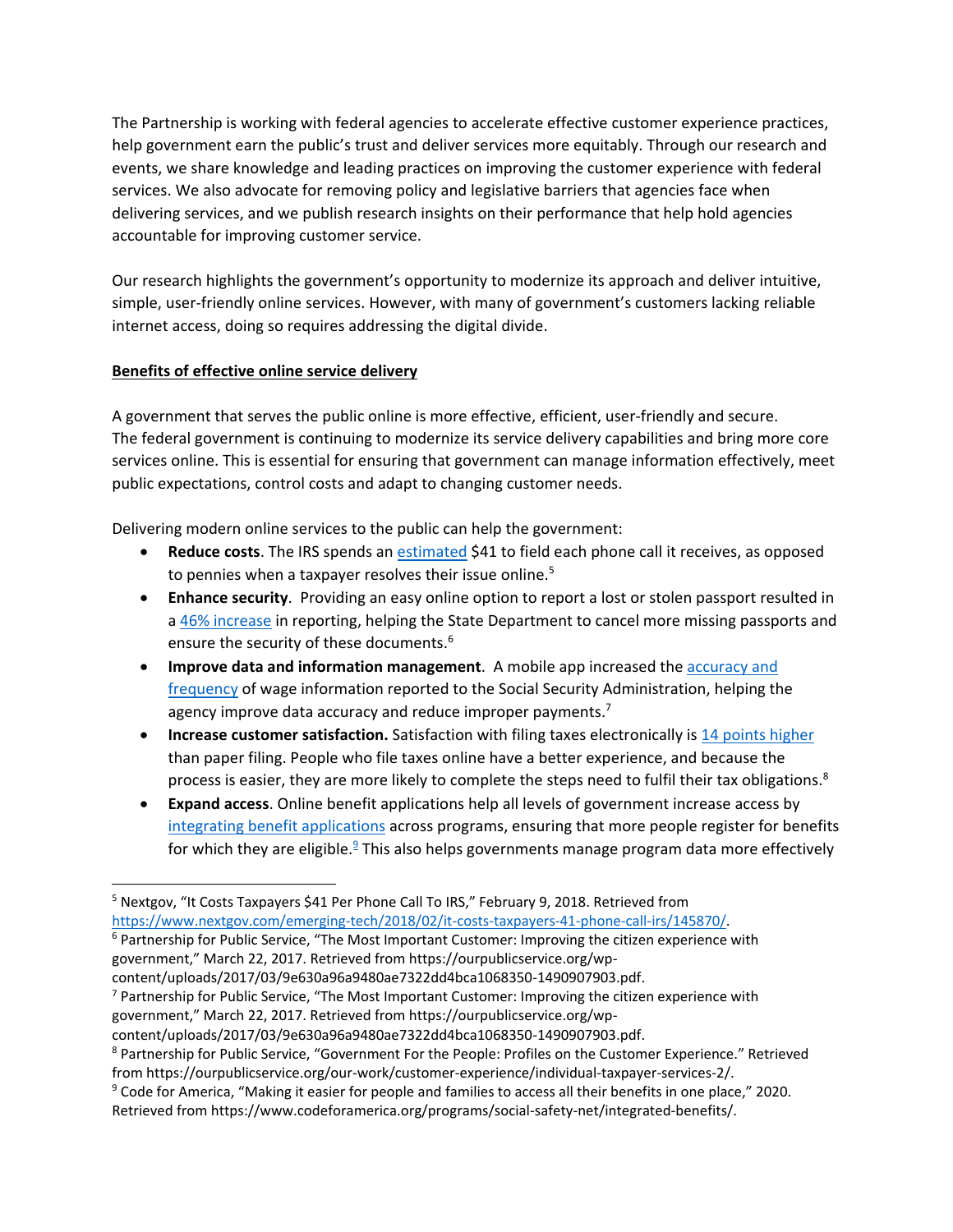The Partnership is working with federal agencies to accelerate effective customer experience practices, help government earn the public's trust and deliver services more equitably. Through our research and events, we share knowledge and leading practices on improving the customer experience with federal services. We also advocate for removing policy and legislative barriers that agencies face when delivering services, and we publish research insights on their performance that help hold agencies accountable for improving customer service.

Our research highlights the government's opportunity to modernize its approach and deliver intuitive, simple, user-friendly online services. However, with many of government's customers lacking reliable internet access, doing so requires addressing the digital divide.

**Benefits of effective online service delivery**

A government that serves the public online is more effective, efficient, user-friendly and secure. The federal government is continuing to modernize its service delivery capabilities and bring more core services online. This is essential for ensuring that government can manage information effectively, meet public expectations, control costs and adapt to changing customer needs.

Delivering modern online services to the public can help the government:

- **Reduce costs**. The IRS spends an estimated $41 to field each phone call it receives, as opposed to pennies when a taxpayer resolves their issue online.[5]
- **Enhance security**. Providing an easy online option to report a lost or stolen passport resulted in a 46% increase in reporting, helping the State Department to cancel more missing passports and ensure the security of these documents.[6]
- **Improve data and information management**. A mobile app increased the accuracy and frequency of wage information reported to the Social Security Administration, helping the agency improve data accuracy and reduce improper payments.[7]
- **Increase customer satisfaction.** Satisfaction with filing taxes electronically is 14 points higher than paper filing. People who file taxes online have a better experience, and because the process is easier, they are more likely to complete the steps need to fulfil their tax obligations.[8]
- **Expand access**. Online benefit applications help all levels of government increase access by integrating benefit applications across programs, ensuring that more people register for benefits for which they are eligible.[9] This also helps governments manage program data more effectively

[5] Nextgov, "It Costs Taxpayers $41 Per Phone Call To IRS," February 9, 2018. Retrieved from https://www.nextgov.com/emerging-tech/2018/02/it-costs-taxpayers-41-phone-call-irs/145870/.

[6] Partnership for Public Service, "The Most Important Customer: Improving the citizen experience with government," March 22, 2017. Retrieved from https://ourpublicservice.org/wp-content/uploads/2017/03/9e630a96a9480ae7322dd4bca1068350-1490907903.pdf.

[7] Partnership for Public Service, "The Most Important Customer: Improving the citizen experience with government," March 22, 2017. Retrieved from https://ourpublicservice.org/wp-content/uploads/2017/03/9e630a96a9480ae7322dd4bca1068350-1490907903.pdf.

[8] Partnership for Public Service, "Government For the People: Profiles on the Customer Experience." Retrieved from https://ourpublicservice.org/our-work/customer-experience/individual-taxpayer-services-2/.

[9] Code for America, "Making it easier for people and families to access all their benefits in one place," 2020. Retrieved from https://www.codeforamerica.org/programs/social-safety-net/integrated-benefits/.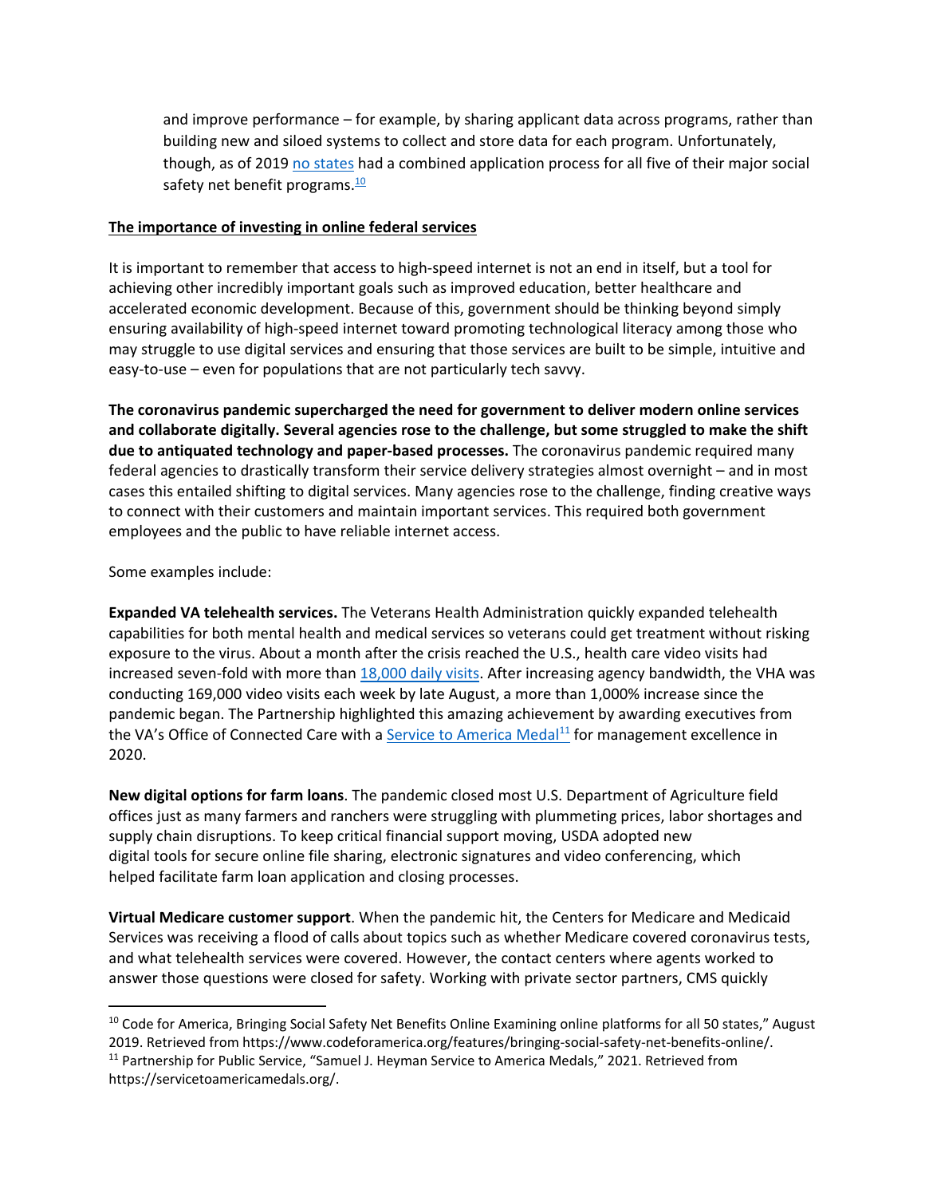and improve performance – for example, by sharing applicant data across programs, rather than building new and siloed systems to collect and store data for each program. Unfortunately, though, as of 2019 no states had a combined application process for all five of their major social safety net benefit programs.[10]

**The importance of investing in online federal services**

It is important to remember that access to high-speed internet is not an end in itself, but a tool for achieving other incredibly important goals such as improved education, better healthcare and accelerated economic development. Because of this, government should be thinking beyond simply ensuring availability of high-speed internet toward promoting technological literacy among those who may struggle to use digital services and ensuring that those services are built to be simple, intuitive and easy-to-use – even for populations that are not particularly tech savvy.

**The coronavirus pandemic supercharged the need for government to deliver modern online services and collaborate digitally. Several agencies rose to the challenge, but some struggled to make the shift due to antiquated technology and paper-based processes.** The coronavirus pandemic required many federal agencies to drastically transform their service delivery strategies almost overnight – and in most cases this entailed shifting to digital services. Many agencies rose to the challenge, finding creative ways to connect with their customers and maintain important services. This required both government employees and the public to have reliable internet access.

Some examples include:

**Expanded VA telehealth services.** The Veterans Health Administration quickly expanded telehealth capabilities for both mental health and medical services so veterans could get treatment without risking exposure to the virus. About a month after the crisis reached the U.S., health care video visits had increased seven-fold with more than 18,000 daily visits. After increasing agency bandwidth, the VHA was conducting 169,000 video visits each week by late August, a more than 1,000% increase since the pandemic began. The Partnership highlighted this amazing achievement by awarding executives from the VA's Office of Connected Care with a Service to America Medal[11] for management excellence in 2020.

**New digital options for farm loans**. The pandemic closed most U.S. Department of Agriculture field offices just as many farmers and ranchers were struggling with plummeting prices, labor shortages and supply chain disruptions. To keep critical financial support moving, USDA adopted new digital tools for secure online file sharing, electronic signatures and video conferencing, which helped facilitate farm loan application and closing processes.

**Virtual Medicare customer support**. When the pandemic hit, the Centers for Medicare and Medicaid Services was receiving a flood of calls about topics such as whether Medicare covered coronavirus tests, and what telehealth services were covered. However, the contact centers where agents worked to answer those questions were closed for safety. Working with private sector partners, CMS quickly

---

[10] Code for America, Bringing Social Safety Net Benefits Online Examining online platforms for all 50 states," August 2019. Retrieved from https://www.codeforamerica.org/features/bringing-social-safety-net-benefits-online/.

[11] Partnership for Public Service, "Samuel J. Heyman Service to America Medals," 2021. Retrieved from https://servicetoamericamedals.org/.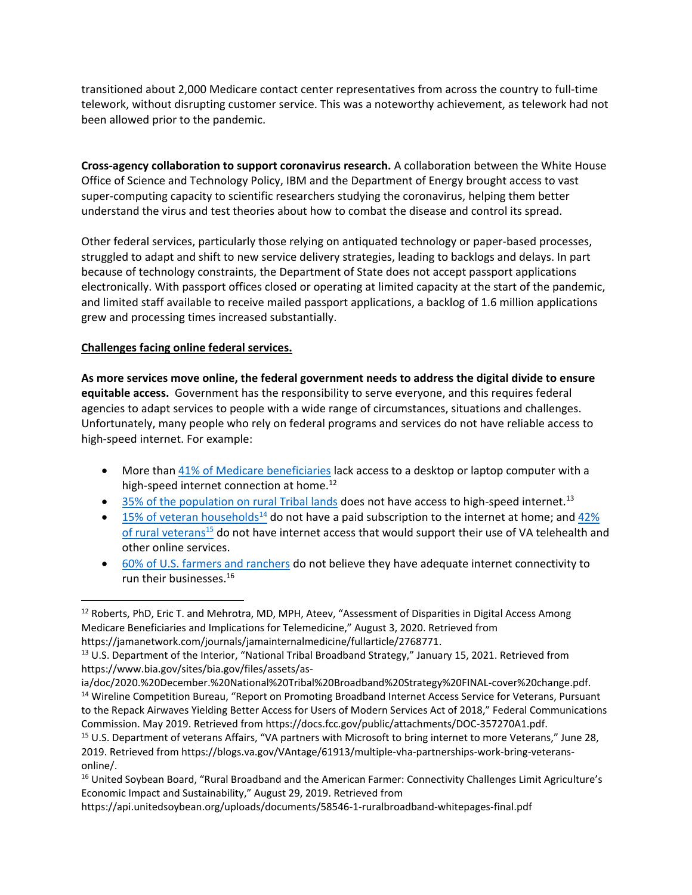transitioned about 2,000 Medicare contact center representatives from across the country to full-time telework, without disrupting customer service. This was a noteworthy achievement, as telework had not been allowed prior to the pandemic.

**Cross-agency collaboration to support coronavirus research.** A collaboration between the White House Office of Science and Technology Policy, IBM and the Department of Energy brought access to vast super-computing capacity to scientific researchers studying the coronavirus, helping them better understand the virus and test theories about how to combat the disease and control its spread.

Other federal services, particularly those relying on antiquated technology or paper-based processes, struggled to adapt and shift to new service delivery strategies, leading to backlogs and delays. In part because of technology constraints, the Department of State does not accept passport applications electronically. With passport offices closed or operating at limited capacity at the start of the pandemic, and limited staff available to receive mailed passport applications, a backlog of 1.6 million applications grew and processing times increased substantially.

**Challenges facing online federal services.**

**As more services move online, the federal government needs to address the digital divide to ensure equitable access.** Government has the responsibility to serve everyone, and this requires federal agencies to adapt services to people with a wide range of circumstances, situations and challenges. Unfortunately, many people who rely on federal programs and services do not have reliable access to high-speed internet. For example:

- More than 41% of Medicare beneficiaries lack access to a desktop or laptop computer with a high-speed internet connection at home.[12]
- 35% of the population on rural Tribal lands does not have access to high-speed internet.[13]
- 15% of veteran households[14] do not have a paid subscription to the internet at home; and 42% of rural veterans[15] do not have internet access that would support their use of VA telehealth and other online services.
- 60% of U.S. farmers and ranchers do not believe they have adequate internet connectivity to run their businesses.[16]

---

[12] Roberts, PhD, Eric T. and Mehrotra, MD, MPH, Ateev, "Assessment of Disparities in Digital Access Among Medicare Beneficiaries and Implications for Telemedicine," August 3, 2020. Retrieved from https://jamanetwork.com/journals/jamainternalmedicine/fullarticle/2768771.

[13] U.S. Department of the Interior, "National Tribal Broadband Strategy," January 15, 2021. Retrieved from https://www.bia.gov/sites/bia.gov/files/assets/as-ia/doc/2020.%20December.%20National%20Tribal%20Broadband%20Strategy%20FINAL-cover%20change.pdf.

[14] Wireline Competition Bureau, "Report on Promoting Broadband Internet Access Service for Veterans, Pursuant to the Repack Airwaves Yielding Better Access for Users of Modern Services Act of 2018," Federal Communications Commission. May 2019. Retrieved from https://docs.fcc.gov/public/attachments/DOC-357270A1.pdf.

[15] U.S. Department of veterans Affairs, "VA partners with Microsoft to bring internet to more Veterans," June 28, 2019. Retrieved from https://blogs.va.gov/VAntage/61913/multiple-vha-partnerships-work-bring-veterans-online/.

[16] United Soybean Board, "Rural Broadband and the American Farmer: Connectivity Challenges Limit Agriculture's Economic Impact and Sustainability," August 29, 2019. Retrieved from https://api.unitedsoybean.org/uploads/documents/58546-1-ruralbroadband-whitepages-final.pdf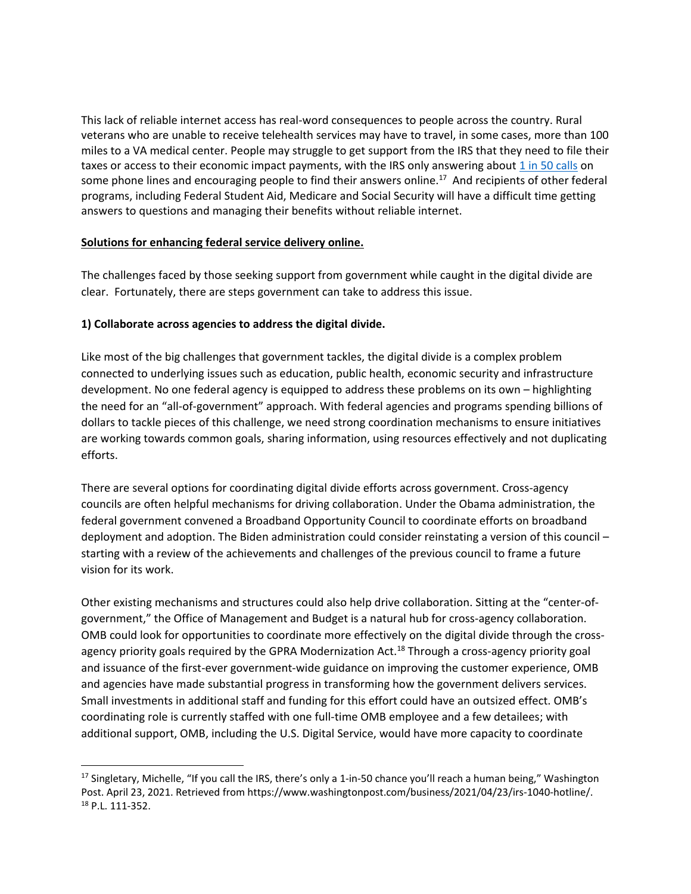This lack of reliable internet access has real-word consequences to people across the country. Rural veterans who are unable to receive telehealth services may have to travel, in some cases, more than 100 miles to a VA medical center. People may struggle to get support from the IRS that they need to file their taxes or access to their economic impact payments, with the IRS only answering about 1 in 50 calls on some phone lines and encouraging people to find their answers online.[17] And recipients of other federal programs, including Federal Student Aid, Medicare and Social Security will have a difficult time getting answers to questions and managing their benefits without reliable internet.

**Solutions for enhancing federal service delivery online.**

The challenges faced by those seeking support from government while caught in the digital divide are clear. Fortunately, there are steps government can take to address this issue.

**1) Collaborate across agencies to address the digital divide.**

Like most of the big challenges that government tackles, the digital divide is a complex problem connected to underlying issues such as education, public health, economic security and infrastructure development. No one federal agency is equipped to address these problems on its own – highlighting the need for an "all-of-government" approach. With federal agencies and programs spending billions of dollars to tackle pieces of this challenge, we need strong coordination mechanisms to ensure initiatives are working towards common goals, sharing information, using resources effectively and not duplicating efforts.

There are several options for coordinating digital divide efforts across government. Cross-agency councils are often helpful mechanisms for driving collaboration. Under the Obama administration, the federal government convened a Broadband Opportunity Council to coordinate efforts on broadband deployment and adoption. The Biden administration could consider reinstating a version of this council – starting with a review of the achievements and challenges of the previous council to frame a future vision for its work.

Other existing mechanisms and structures could also help drive collaboration. Sitting at the "center-of-government," the Office of Management and Budget is a natural hub for cross-agency collaboration. OMB could look for opportunities to coordinate more effectively on the digital divide through the cross-agency priority goals required by the GPRA Modernization Act.[18] Through a cross-agency priority goal and issuance of the first-ever government-wide guidance on improving the customer experience, OMB and agencies have made substantial progress in transforming how the government delivers services. Small investments in additional staff and funding for this effort could have an outsized effect. OMB's coordinating role is currently staffed with one full-time OMB employee and a few detailees; with additional support, OMB, including the U.S. Digital Service, would have more capacity to coordinate

[17] Singletary, Michelle, "If you call the IRS, there's only a 1-in-50 chance you'll reach a human being," Washington Post. April 23, 2021. Retrieved from https://www.washingtonpost.com/business/2021/04/23/irs-1040-hotline/.

[18] P.L. 111-352.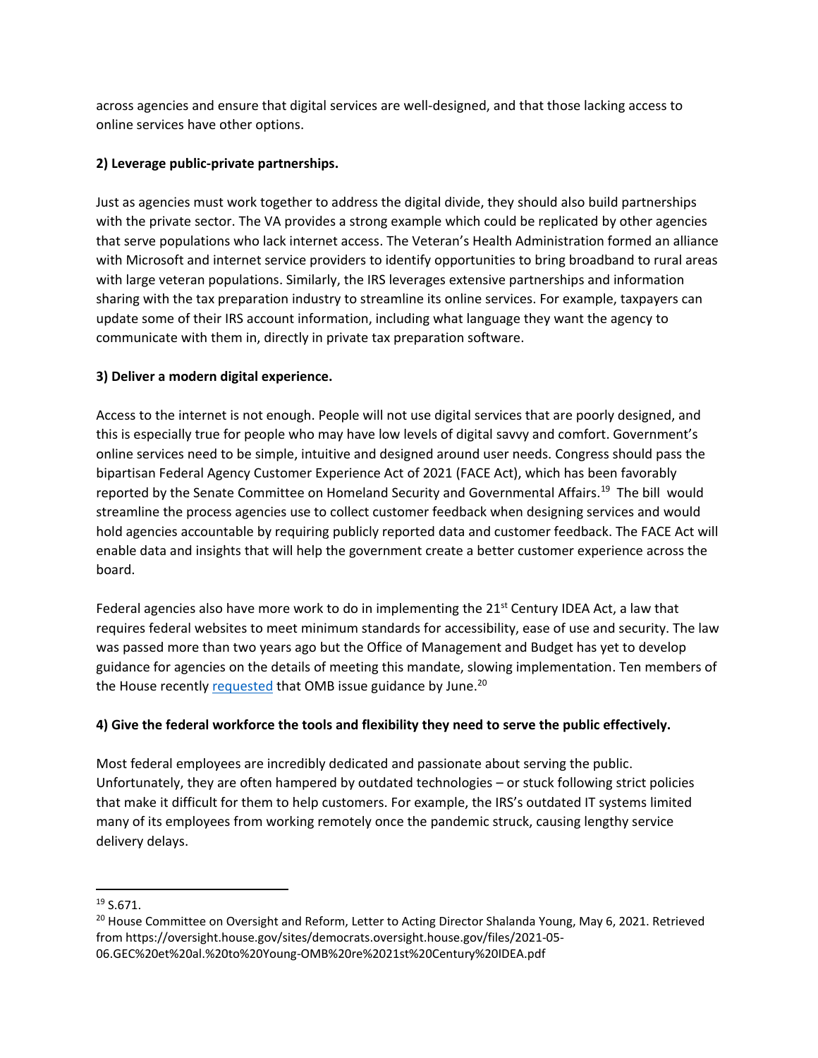across agencies and ensure that digital services are well-designed, and that those lacking access to online services have other options.

**2) Leverage public-private partnerships.**

Just as agencies must work together to address the digital divide, they should also build partnerships with the private sector. The VA provides a strong example which could be replicated by other agencies that serve populations who lack internet access. The Veteran's Health Administration formed an alliance with Microsoft and internet service providers to identify opportunities to bring broadband to rural areas with large veteran populations. Similarly, the IRS leverages extensive partnerships and information sharing with the tax preparation industry to streamline its online services. For example, taxpayers can update some of their IRS account information, including what language they want the agency to communicate with them in, directly in private tax preparation software.

**3) Deliver a modern digital experience.**

Access to the internet is not enough. People will not use digital services that are poorly designed, and this is especially true for people who may have low levels of digital savvy and comfort. Government's online services need to be simple, intuitive and designed around user needs. Congress should pass the bipartisan Federal Agency Customer Experience Act of 2021 (FACE Act), which has been favorably reported by the Senate Committee on Homeland Security and Governmental Affairs.[19] The bill would streamline the process agencies use to collect customer feedback when designing services and would hold agencies accountable by requiring publicly reported data and customer feedback. The FACE Act will enable data and insights that will help the government create a better customer experience across the board.

Federal agencies also have more work to do in implementing the 21st Century IDEA Act, a law that requires federal websites to meet minimum standards for accessibility, ease of use and security. The law was passed more than two years ago but the Office of Management and Budget has yet to develop guidance for agencies on the details of meeting this mandate, slowing implementation. Ten members of the House recently requested that OMB issue guidance by June.[20]

**4) Give the federal workforce the tools and flexibility they need to serve the public effectively.**

Most federal employees are incredibly dedicated and passionate about serving the public. Unfortunately, they are often hampered by outdated technologies – or stuck following strict policies that make it difficult for them to help customers. For example, the IRS's outdated IT systems limited many of its employees from working remotely once the pandemic struck, causing lengthy service delivery delays.

---

[19] S.671.

[20] House Committee on Oversight and Reform, Letter to Acting Director Shalanda Young, May 6, 2021. Retrieved from https://oversight.house.gov/sites/democrats.oversight.house.gov/files/2021-05-06.GEC%20et%20al.%20to%20Young-OMB%20re%2021st%20Century%20IDEA.pdf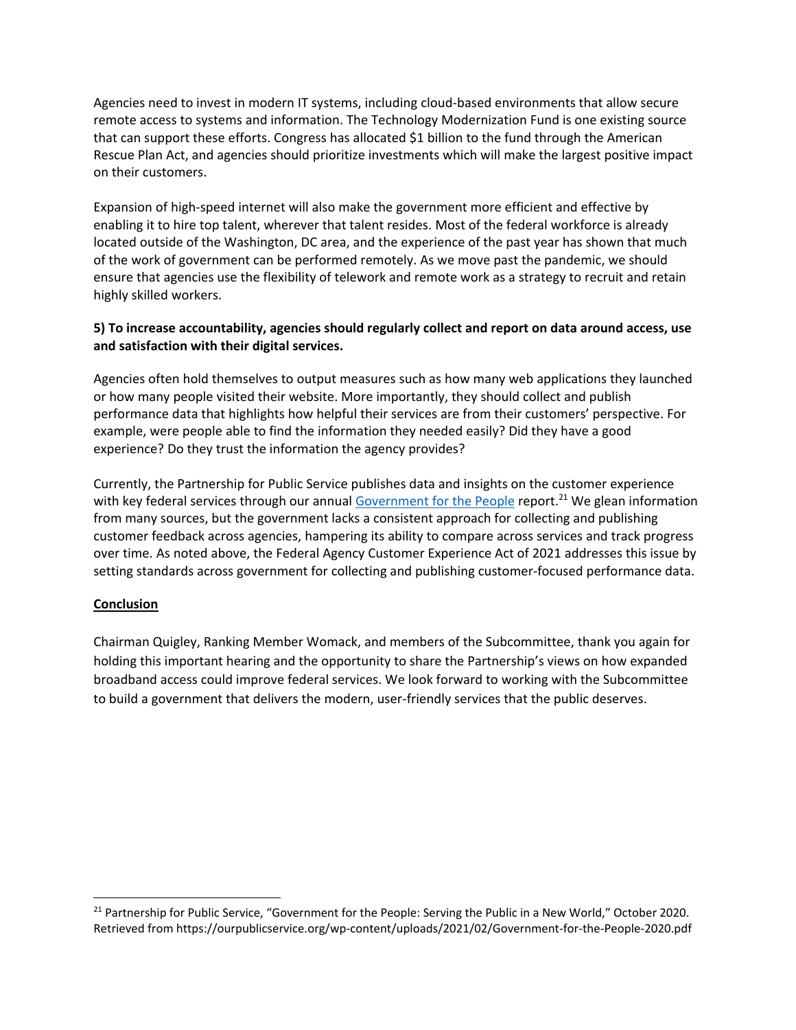Agencies need to invest in modern IT systems, including cloud-based environments that allow secure remote access to systems and information. The Technology Modernization Fund is one existing source that can support these efforts. Congress has allocated $1 billion to the fund through the American Rescue Plan Act, and agencies should prioritize investments which will make the largest positive impact on their customers.

Expansion of high-speed internet will also make the government more efficient and effective by enabling it to hire top talent, wherever that talent resides. Most of the federal workforce is already located outside of the Washington, DC area, and the experience of the past year has shown that much of the work of government can be performed remotely. As we move past the pandemic, we should ensure that agencies use the flexibility of telework and remote work as a strategy to recruit and retain highly skilled workers.

**5) To increase accountability, agencies should regularly collect and report on data around access, use and satisfaction with their digital services.**

Agencies often hold themselves to output measures such as how many web applications they launched or how many people visited their website. More importantly, they should collect and publish performance data that highlights how helpful their services are from their customers' perspective. For example, were people able to find the information they needed easily? Did they have a good experience? Do they trust the information the agency provides?

Currently, the Partnership for Public Service publishes data and insights on the customer experience with key federal services through our annual Government for the People report.[21] We glean information from many sources, but the government lacks a consistent approach for collecting and publishing customer feedback across agencies, hampering its ability to compare across services and track progress over time. As noted above, the Federal Agency Customer Experience Act of 2021 addresses this issue by setting standards across government for collecting and publishing customer-focused performance data.

## Conclusion

Chairman Quigley, Ranking Member Womack, and members of the Subcommittee, thank you again for holding this important hearing and the opportunity to share the Partnership's views on how expanded broadband access could improve federal services. We look forward to working with the Subcommittee to build a government that delivers the modern, user-friendly services that the public deserves.

---

[21] Partnership for Public Service, "Government for the People: Serving the Public in a New World," October 2020. Retrieved from https://ourpublicservice.org/wp-content/uploads/2021/02/Government-for-the-People-2020.pdf